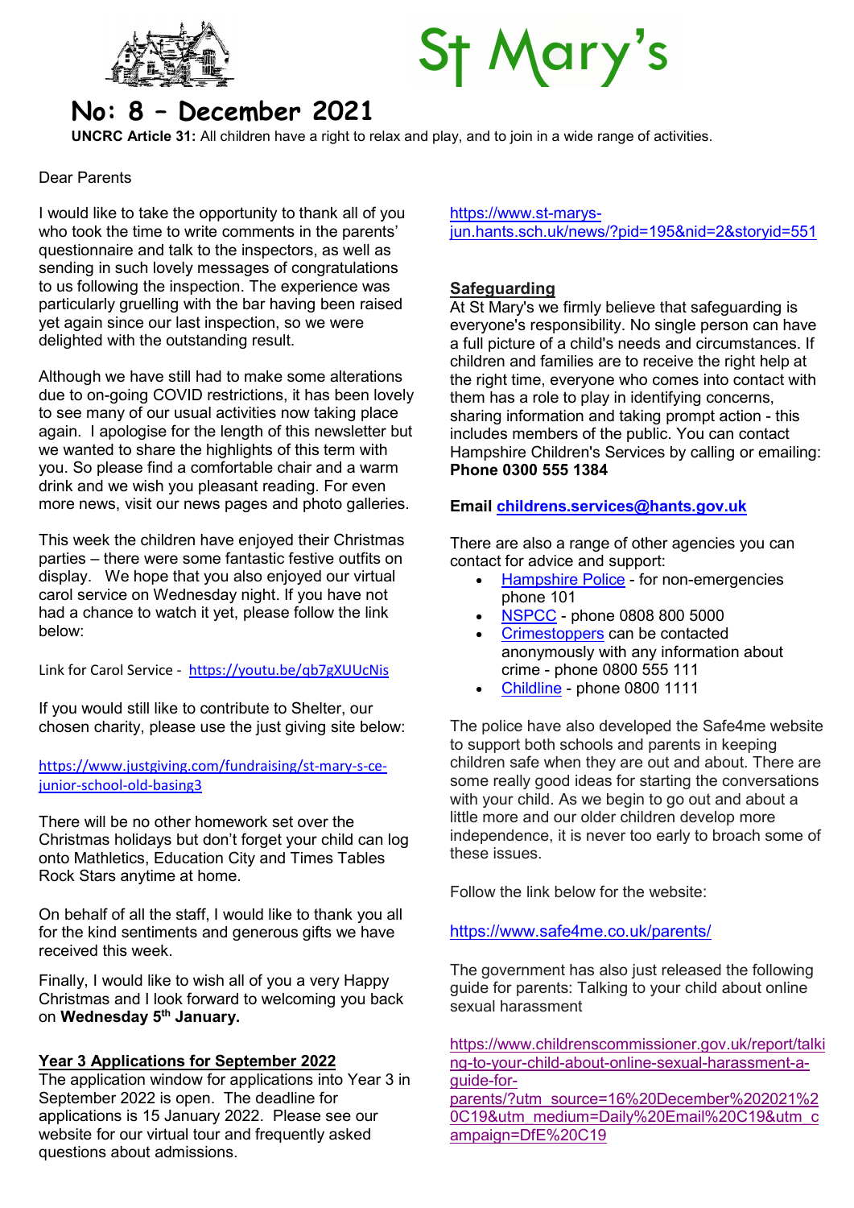# St Mary's

## No: 8 – December 2021

**UNCRC Article 31:** All children have a right to relax and play, and to join in a wide range of activities.

Dear Parents

I would like to take the opportunity to thank all of you who took the time to write comments in the parents' questionnaire and talk to the inspectors, as well as sending in such lovely messages of congratulations to us following the inspection. The experience was particularly gruelling with the bar having been raised yet again since our last inspection, so we were delighted with the outstanding result.

Although we have still had to make some alterations due to on-going COVID restrictions, it has been lovely to see many of our usual activities now taking place again. I apologise for the length of this newsletter but we wanted to share the highlights of this term with you. So please find a comfortable chair and a warm drink and we wish you pleasant reading. For even more news, visit our news pages and photo galleries.

This week the children have enjoyed their Christmas parties – there were some fantastic festive outfits on display. We hope that you also enjoyed our virtual carol service on Wednesday night. If you have not had a chance to watch it yet, please follow the link below:

Link for Carol Service - https://youtu.be/qb7gXUUcNis

If you would still like to contribute to Shelter, our chosen charity, please use the just giving site below:

https://www.justgiving.com/fundraising/st-mary-s-ce-junior-school-old-basing3

There will be no other homework set over the Christmas holidays but don't forget your child can log onto Mathletics, Education City and Times Tables Rock Stars anytime at home.

On behalf of all the staff, I would like to thank you all for the kind sentiments and generous gifts we have received this week.

Finally, I would like to wish all of you a very Happy Christmas and I look forward to welcoming you back on **Wednesday 5th January.**

### Year 3 Applications for September 2022

The application window for applications into Year 3 in September 2022 is open. The deadline for applications is 15 January 2022. Please see our website for our virtual tour and frequently asked questions about admissions.

https://www.st-marys-jun.hants.sch.uk/news/?pid=195&nid=2&storyid=551

### Safeguarding

At St Mary's we firmly believe that safeguarding is everyone's responsibility. No single person can have a full picture of a child's needs and circumstances. If children and families are to receive the right help at the right time, everyone who comes into contact with them has a role to play in identifying concerns, sharing information and taking prompt action - this includes members of the public. You can contact Hampshire Children's Services by calling or emailing:
**Phone 0300 555 1384**

**Email childrens.services@hants.gov.uk**

There are also a range of other agencies you can contact for advice and support:

- Hampshire Police - for non-emergencies phone 101
- NSPCC - phone 0808 800 5000
- Crimestoppers can be contacted anonymously with any information about crime - phone 0800 555 111
- Childline - phone 0800 1111

The police have also developed the Safe4me website to support both schools and parents in keeping children safe when they are out and about. There are some really good ideas for starting the conversations with your child. As we begin to go out and about a little more and our older children develop more independence, it is never too early to broach some of these issues.

Follow the link below for the website:

https://www.safe4me.co.uk/parents/

The government has also just released the following guide for parents: Talking to your child about online sexual harassment

https://www.childrenscommissioner.gov.uk/report/talking-to-your-child-about-online-sexual-harassment-a-guide-for-parents/?utm_source=16%20December%202021%20C19&utm_medium=Daily%20Email%20C19&utm_campaign=DfE%20C19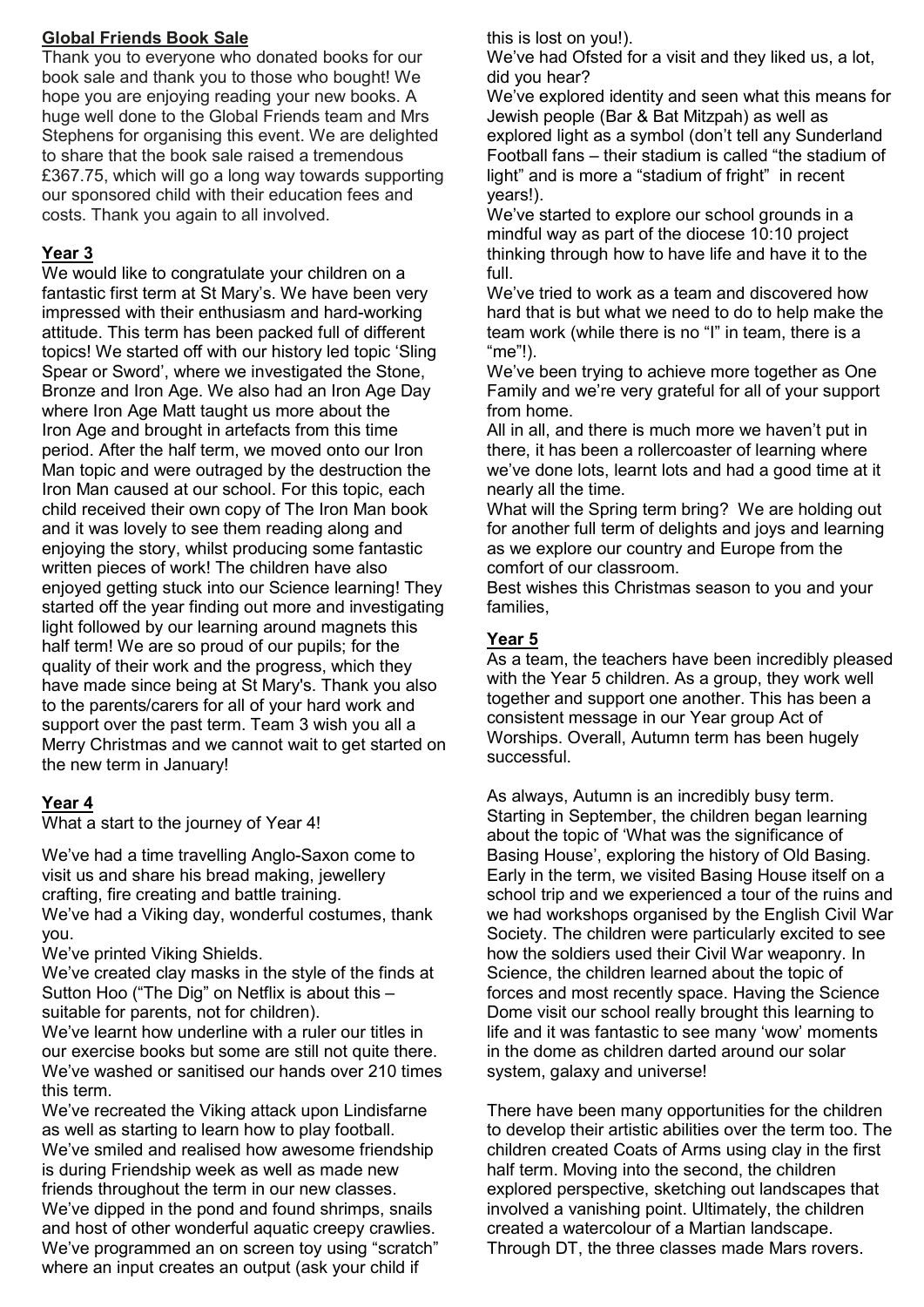## Global Friends Book Sale

Thank you to everyone who donated books for our book sale and thank you to those who bought! We hope you are enjoying reading your new books. A huge well done to the Global Friends team and Mrs Stephens for organising this event. We are delighted to share that the book sale raised a tremendous £367.75, which will go a long way towards supporting our sponsored child with their education fees and costs. Thank you again to all involved.

## Year 3

We would like to congratulate your children on a fantastic first term at St Mary's. We have been very impressed with their enthusiasm and hard-working attitude. This term has been packed full of different topics! We started off with our history led topic 'Sling Spear or Sword', where we investigated the Stone, Bronze and Iron Age. We also had an Iron Age Day where Iron Age Matt taught us more about the Iron Age and brought in artefacts from this time period. After the half term, we moved onto our Iron Man topic and were outraged by the destruction the Iron Man caused at our school. For this topic, each child received their own copy of The Iron Man book and it was lovely to see them reading along and enjoying the story, whilst producing some fantastic written pieces of work! The children have also enjoyed getting stuck into our Science learning! They started off the year finding out more and investigating light followed by our learning around magnets this half term! We are so proud of our pupils; for the quality of their work and the progress, which they have made since being at St Mary's. Thank you also to the parents/carers for all of your hard work and support over the past term. Team 3 wish you all a Merry Christmas and we cannot wait to get started on the new term in January!

## Year 4

What a start to the journey of Year 4!

We've had a time travelling Anglo-Saxon come to visit us and share his bread making, jewellery crafting, fire creating and battle training.
We've had a Viking day, wonderful costumes, thank you.
We've printed Viking Shields.
We've created clay masks in the style of the finds at Sutton Hoo ("The Dig" on Netflix is about this – suitable for parents, not for children).
We've learnt how underline with a ruler our titles in our exercise books but some are still not quite there.
We've washed or sanitised our hands over 210 times this term.
We've recreated the Viking attack upon Lindisfarne as well as starting to learn how to play football.
We've smiled and realised how awesome friendship is during Friendship week as well as made new friends throughout the term in our new classes.
We've dipped in the pond and found shrimps, snails and host of other wonderful aquatic creepy crawlies.
We've programmed an on screen toy using "scratch" where an input creates an output (ask your child if this is lost on you!).
We've had Ofsted for a visit and they liked us, a lot, did you hear?
We've explored identity and seen what this means for Jewish people (Bar & Bat Mitzpah) as well as explored light as a symbol (don't tell any Sunderland Football fans – their stadium is called "the stadium of light" and is more a "stadium of fright" in recent years!).
We've started to explore our school grounds in a mindful way as part of the diocese 10:10 project thinking through how to have life and have it to the full.
We've tried to work as a team and discovered how hard that is but what we need to do to help make the team work (while there is no "I" in team, there is a "me"!).
We've been trying to achieve more together as One Family and we're very grateful for all of your support from home.
All in all, and there is much more we haven't put in there, it has been a rollercoaster of learning where we've done lots, learnt lots and had a good time at it nearly all the time.
What will the Spring term bring? We are holding out for another full term of delights and joys and learning as we explore our country and Europe from the comfort of our classroom.
Best wishes this Christmas season to you and your families,

## Year 5

As a team, the teachers have been incredibly pleased with the Year 5 children. As a group, they work well together and support one another. This has been a consistent message in our Year group Act of Worships. Overall, Autumn term has been hugely successful.

As always, Autumn is an incredibly busy term. Starting in September, the children began learning about the topic of 'What was the significance of Basing House', exploring the history of Old Basing. Early in the term, we visited Basing House itself on a school trip and we experienced a tour of the ruins and we had workshops organised by the English Civil War Society. The children were particularly excited to see how the soldiers used their Civil War weaponry. In Science, the children learned about the topic of forces and most recently space. Having the Science Dome visit our school really brought this learning to life and it was fantastic to see many 'wow' moments in the dome as children darted around our solar system, galaxy and universe!

There have been many opportunities for the children to develop their artistic abilities over the term too. The children created Coats of Arms using clay in the first half term. Moving into the second, the children explored perspective, sketching out landscapes that involved a vanishing point. Ultimately, the children created a watercolour of a Martian landscape. Through DT, the three classes made Mars rovers.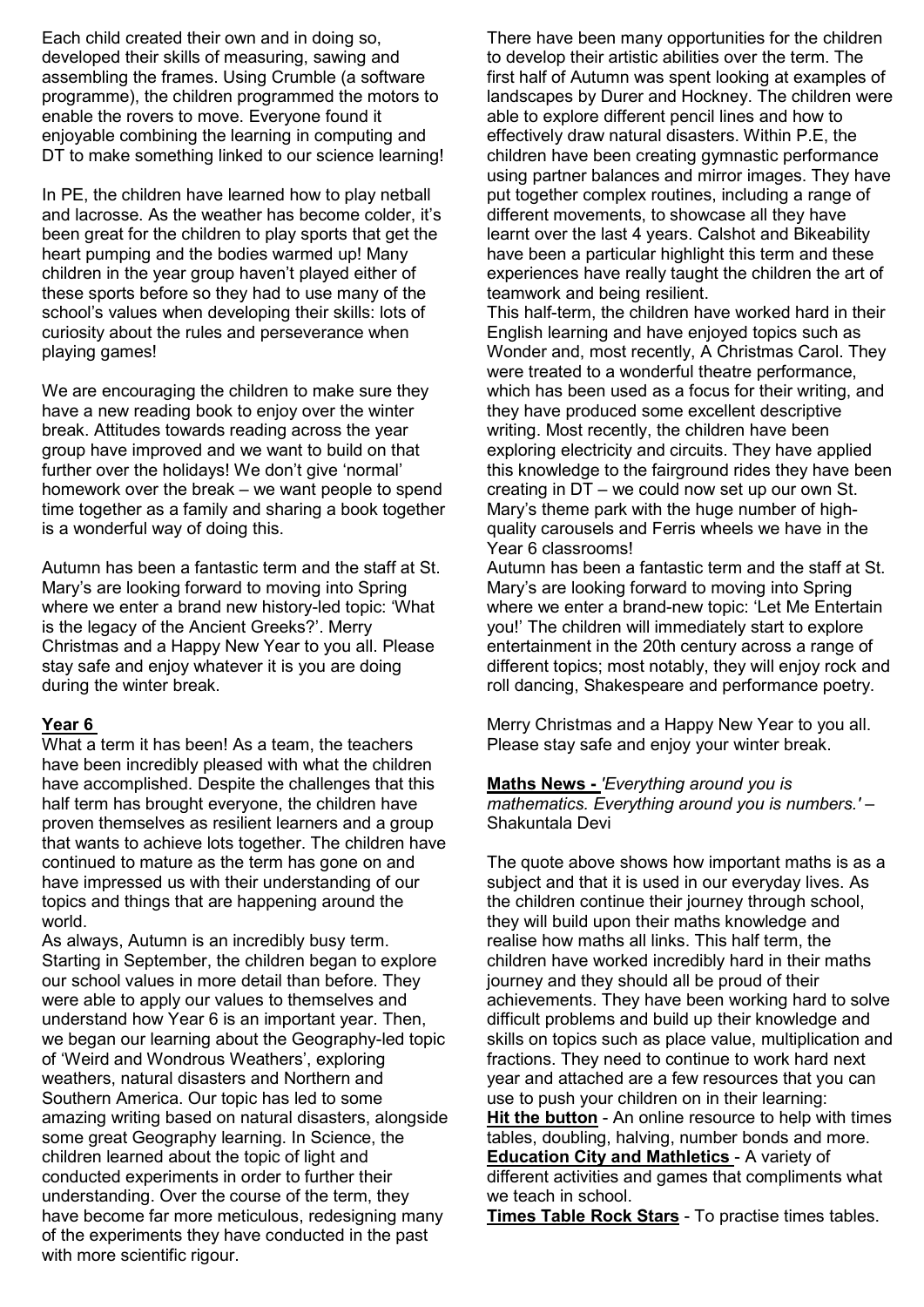Each child created their own and in doing so, developed their skills of measuring, sawing and assembling the frames. Using Crumble (a software programme), the children programmed the motors to enable the rovers to move. Everyone found it enjoyable combining the learning in computing and DT to make something linked to our science learning!

In PE, the children have learned how to play netball and lacrosse. As the weather has become colder, it's been great for the children to play sports that get the heart pumping and the bodies warmed up! Many children in the year group haven't played either of these sports before so they had to use many of the school's values when developing their skills: lots of curiosity about the rules and perseverance when playing games!

We are encouraging the children to make sure they have a new reading book to enjoy over the winter break. Attitudes towards reading across the year group have improved and we want to build on that further over the holidays! We don't give 'normal' homework over the break – we want people to spend time together as a family and sharing a book together is a wonderful way of doing this.

Autumn has been a fantastic term and the staff at St. Mary's are looking forward to moving into Spring where we enter a brand new history-led topic: 'What is the legacy of the Ancient Greeks?'. Merry Christmas and a Happy New Year to you all. Please stay safe and enjoy whatever it is you are doing during the winter break.

**Year 6**

What a term it has been! As a team, the teachers have been incredibly pleased with what the children have accomplished. Despite the challenges that this half term has brought everyone, the children have proven themselves as resilient learners and a group that wants to achieve lots together. The children have continued to mature as the term has gone on and have impressed us with their understanding of our topics and things that are happening around the world.

As always, Autumn is an incredibly busy term. Starting in September, the children began to explore our school values in more detail than before. They were able to apply our values to themselves and understand how Year 6 is an important year. Then, we began our learning about the Geography-led topic of 'Weird and Wondrous Weathers', exploring weathers, natural disasters and Northern and Southern America. Our topic has led to some amazing writing based on natural disasters, alongside some great Geography learning. In Science, the children learned about the topic of light and conducted experiments in order to further their understanding. Over the course of the term, they have become far more meticulous, redesigning many of the experiments they have conducted in the past with more scientific rigour.

There have been many opportunities for the children to develop their artistic abilities over the term. The first half of Autumn was spent looking at examples of landscapes by Durer and Hockney. The children were able to explore different pencil lines and how to effectively draw natural disasters. Within P.E, the children have been creating gymnastic performance using partner balances and mirror images. They have put together complex routines, including a range of different movements, to showcase all they have learnt over the last 4 years. Calshot and Bikeability have been a particular highlight this term and these experiences have really taught the children the art of teamwork and being resilient.

This half-term, the children have worked hard in their English learning and have enjoyed topics such as Wonder and, most recently, A Christmas Carol. They were treated to a wonderful theatre performance, which has been used as a focus for their writing, and they have produced some excellent descriptive writing. Most recently, the children have been exploring electricity and circuits. They have applied this knowledge to the fairground rides they have been creating in DT – we could now set up our own St. Mary's theme park with the huge number of high-quality carousels and Ferris wheels we have in the Year 6 classrooms!

Autumn has been a fantastic term and the staff at St. Mary's are looking forward to moving into Spring where we enter a brand-new topic: 'Let Me Entertain you!' The children will immediately start to explore entertainment in the 20th century across a range of different topics; most notably, they will enjoy rock and roll dancing, Shakespeare and performance poetry.

Merry Christmas and a Happy New Year to you all. Please stay safe and enjoy your winter break.

**Maths News -** *'Everything around you is mathematics. Everything around you is numbers.'* – Shakuntala Devi

The quote above shows how important maths is as a subject and that it is used in our everyday lives. As the children continue their journey through school, they will build upon their maths knowledge and realise how maths all links. This half term, the children have worked incredibly hard in their maths journey and they should all be proud of their achievements. They have been working hard to solve difficult problems and build up their knowledge and skills on topics such as place value, multiplication and fractions. They need to continue to work hard next year and attached are a few resources that you can use to push your children on in their learning:

**Hit the button** - An online resource to help with times tables, doubling, halving, number bonds and more.

**Education City and Mathletics** - A variety of different activities and games that compliments what we teach in school.

**Times Table Rock Stars** - To practise times tables.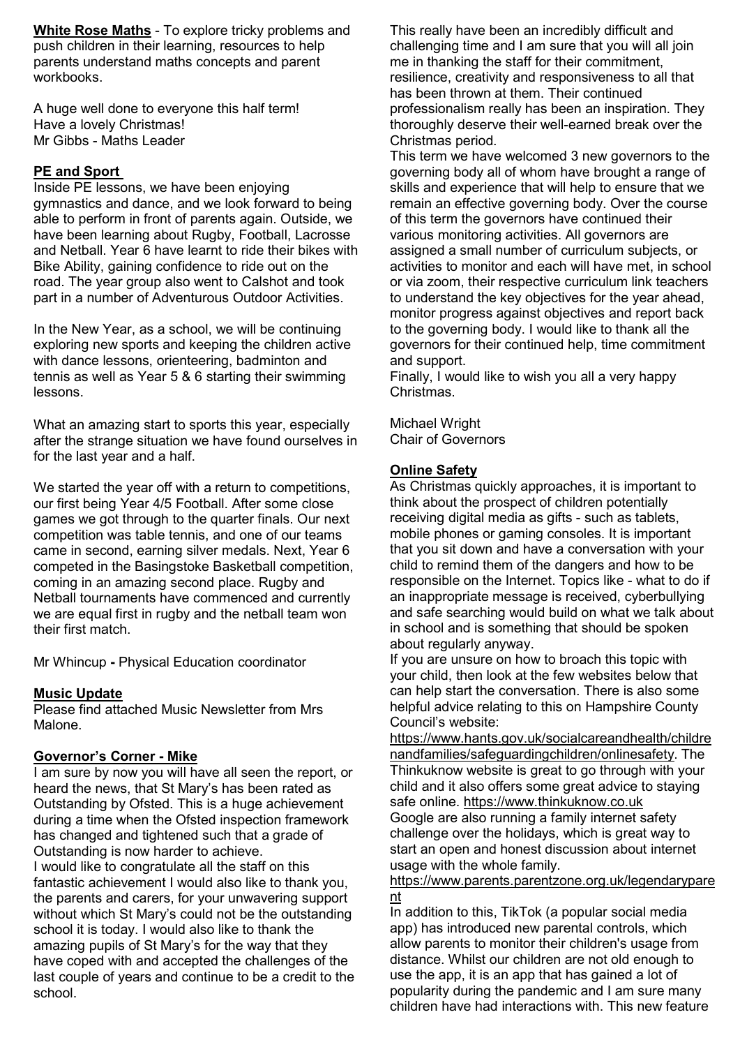**White Rose Maths** - To explore tricky problems and push children in their learning, resources to help parents understand maths concepts and parent workbooks.

A huge well done to everyone this half term!
Have a lovely Christmas!
Mr Gibbs - Maths Leader

## PE and Sport

Inside PE lessons, we have been enjoying gymnastics and dance, and we look forward to being able to perform in front of parents again. Outside, we have been learning about Rugby, Football, Lacrosse and Netball. Year 6 have learnt to ride their bikes with Bike Ability, gaining confidence to ride out on the road. The year group also went to Calshot and took part in a number of Adventurous Outdoor Activities.

In the New Year, as a school, we will be continuing exploring new sports and keeping the children active with dance lessons, orienteering, badminton and tennis as well as Year 5 & 6 starting their swimming lessons.

What an amazing start to sports this year, especially after the strange situation we have found ourselves in for the last year and a half.

We started the year off with a return to competitions, our first being Year 4/5 Football. After some close games we got through to the quarter finals. Our next competition was table tennis, and one of our teams came in second, earning silver medals. Next, Year 6 competed in the Basingstoke Basketball competition, coming in an amazing second place. Rugby and Netball tournaments have commenced and currently we are equal first in rugby and the netball team won their first match.

Mr Whincup **-** Physical Education coordinator

## Music Update

Please find attached Music Newsletter from Mrs Malone.

## Governor's Corner - Mike

I am sure by now you will have all seen the report, or heard the news, that St Mary's has been rated as Outstanding by Ofsted. This is a huge achievement during a time when the Ofsted inspection framework has changed and tightened such that a grade of Outstanding is now harder to achieve.

I would like to congratulate all the staff on this fantastic achievement I would also like to thank you, the parents and carers, for your unwavering support without which St Mary's could not be the outstanding school it is today. I would also like to thank the amazing pupils of St Mary's for the way that they have coped with and accepted the challenges of the last couple of years and continue to be a credit to the school.

This really have been an incredibly difficult and challenging time and I am sure that you will all join me in thanking the staff for their commitment, resilience, creativity and responsiveness to all that has been thrown at them. Their continued professionalism really has been an inspiration. They thoroughly deserve their well-earned break over the Christmas period.

This term we have welcomed 3 new governors to the governing body all of whom have brought a range of skills and experience that will help to ensure that we remain an effective governing body. Over the course of this term the governors have continued their various monitoring activities. All governors are assigned a small number of curriculum subjects, or activities to monitor and each will have met, in school or via zoom, their respective curriculum link teachers to understand the key objectives for the year ahead, monitor progress against objectives and report back to the governing body. I would like to thank all the governors for their continued help, time commitment and support.

Finally, I would like to wish you all a very happy Christmas.

Michael Wright
Chair of Governors

## Online Safety

As Christmas quickly approaches, it is important to think about the prospect of children potentially receiving digital media as gifts - such as tablets, mobile phones or gaming consoles. It is important that you sit down and have a conversation with your child to remind them of the dangers and how to be responsible on the Internet. Topics like - what to do if an inappropriate message is received, cyberbullying and safe searching would build on what we talk about in school and is something that should be spoken about regularly anyway.

If you are unsure on how to broach this topic with your child, then look at the few websites below that can help start the conversation. There is also some helpful advice relating to this on Hampshire County Council's website: https://www.hants.gov.uk/socialcareandhealth/childrenandfamilies/safeguardingchildren/onlinesafety. The Thinkuknow website is great to go through with your child and it also offers some great advice to staying safe online. https://www.thinkuknow.co.uk

Google are also running a family internet safety challenge over the holidays, which is great way to start an open and honest discussion about internet usage with the whole family.
https://www.parents.parentzone.org.uk/legendaryparent

In addition to this, TikTok (a popular social media app) has introduced new parental controls, which allow parents to monitor their children's usage from distance. Whilst our children are not old enough to use the app, it is an app that has gained a lot of popularity during the pandemic and I am sure many children have had interactions with. This new feature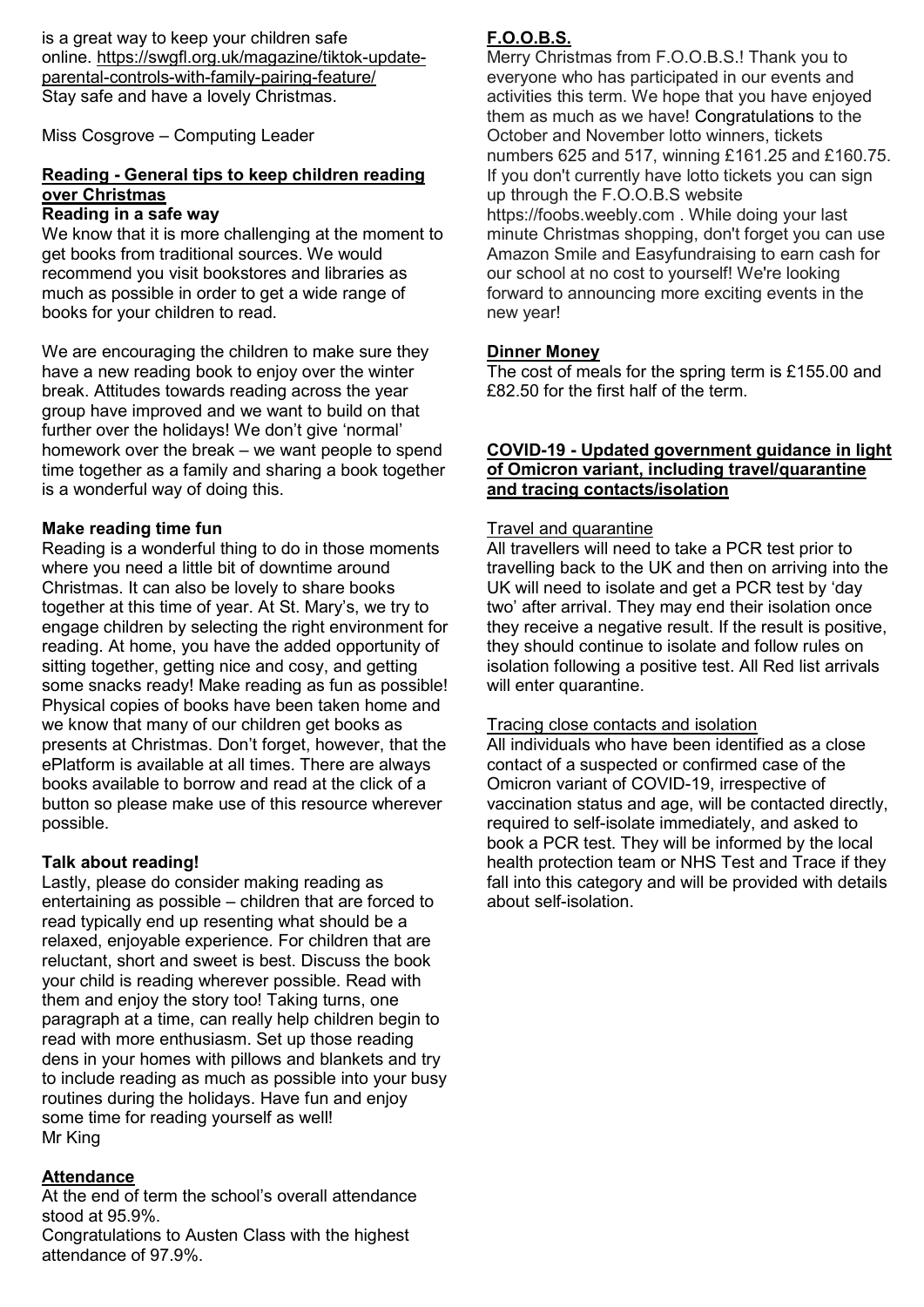is a great way to keep your children safe online. https://swgfl.org.uk/magazine/tiktok-update-parental-controls-with-family-pairing-feature/
Stay safe and have a lovely Christmas.

Miss Cosgrove – Computing Leader

## Reading - General tips to keep children reading over Christmas

### Reading in a safe way

We know that it is more challenging at the moment to get books from traditional sources. We would recommend you visit bookstores and libraries as much as possible in order to get a wide range of books for your children to read.

We are encouraging the children to make sure they have a new reading book to enjoy over the winter break. Attitudes towards reading across the year group have improved and we want to build on that further over the holidays! We don't give 'normal' homework over the break – we want people to spend time together as a family and sharing a book together is a wonderful way of doing this.

### Make reading time fun

Reading is a wonderful thing to do in those moments where you need a little bit of downtime around Christmas. It can also be lovely to share books together at this time of year. At St. Mary's, we try to engage children by selecting the right environment for reading. At home, you have the added opportunity of sitting together, getting nice and cosy, and getting some snacks ready! Make reading as fun as possible! Physical copies of books have been taken home and we know that many of our children get books as presents at Christmas. Don't forget, however, that the ePlatform is available at all times. There are always books available to borrow and read at the click of a button so please make use of this resource wherever possible.

### Talk about reading!

Lastly, please do consider making reading as entertaining as possible – children that are forced to read typically end up resenting what should be a relaxed, enjoyable experience. For children that are reluctant, short and sweet is best. Discuss the book your child is reading wherever possible. Read with them and enjoy the story too! Taking turns, one paragraph at a time, can really help children begin to read with more enthusiasm. Set up those reading dens in your homes with pillows and blankets and try to include reading as much as possible into your busy routines during the holidays. Have fun and enjoy some time for reading yourself as well!
Mr King

## Attendance

At the end of term the school's overall attendance stood at 95.9%.
Congratulations to Austen Class with the highest attendance of 97.9%.

## F.O.O.B.S.

Merry Christmas from F.O.O.B.S.! Thank you to everyone who has participated in our events and activities this term. We hope that you have enjoyed them as much as we have! Congratulations to the October and November lotto winners, tickets numbers 625 and 517, winning £161.25 and £160.75. If you don't currently have lotto tickets you can sign up through the F.O.O.B.S website https://foobs.weebly.com . While doing your last minute Christmas shopping, don't forget you can use Amazon Smile and Easyfundraising to earn cash for our school at no cost to yourself! We're looking forward to announcing more exciting events in the new year!

## Dinner Money

The cost of meals for the spring term is £155.00 and £82.50 for the first half of the term.

## COVID-19 - Updated government guidance in light of Omicron variant, including travel/quarantine and tracing contacts/isolation

### Travel and quarantine

All travellers will need to take a PCR test prior to travelling back to the UK and then on arriving into the UK will need to isolate and get a PCR test by 'day two' after arrival. They may end their isolation once they receive a negative result. If the result is positive, they should continue to isolate and follow rules on isolation following a positive test. All Red list arrivals will enter quarantine.

### Tracing close contacts and isolation

All individuals who have been identified as a close contact of a suspected or confirmed case of the Omicron variant of COVID-19, irrespective of vaccination status and age, will be contacted directly, required to self-isolate immediately, and asked to book a PCR test. They will be informed by the local health protection team or NHS Test and Trace if they fall into this category and will be provided with details about self-isolation.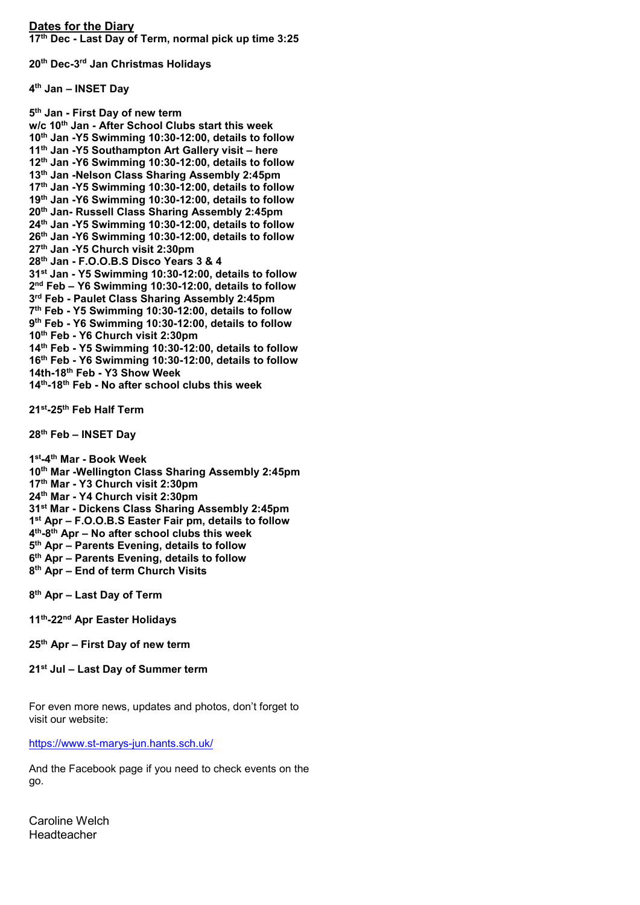**Dates for the Diary**

**17th Dec - Last Day of Term, normal pick up time 3:25**

**20th Dec-3rd Jan Christmas Holidays**

**4th Jan – INSET Day**

**5th Jan - First Day of new term**
**w/c 10th Jan - After School Clubs start this week**
**10th Jan -Y5 Swimming 10:30-12:00, details to follow**
**11th Jan -Y5 Southampton Art Gallery visit – here**
**12th Jan -Y6 Swimming 10:30-12:00, details to follow**
**13th Jan -Nelson Class Sharing Assembly 2:45pm**
**17th Jan -Y5 Swimming 10:30-12:00, details to follow**
**19th Jan -Y6 Swimming 10:30-12:00, details to follow**
**20th Jan- Russell Class Sharing Assembly 2:45pm**
**24th Jan -Y5 Swimming 10:30-12:00, details to follow**
**26th Jan -Y6 Swimming 10:30-12:00, details to follow**
**27th Jan -Y5 Church visit 2:30pm**
**28th Jan - F.O.O.B.S Disco Years 3 & 4**
**31st Jan - Y5 Swimming 10:30-12:00, details to follow**
**2nd Feb – Y6 Swimming 10:30-12:00, details to follow**
**3rd Feb - Paulet Class Sharing Assembly 2:45pm**
**7th Feb - Y5 Swimming 10:30-12:00, details to follow**
**9th Feb - Y6 Swimming 10:30-12:00, details to follow**
**10th Feb - Y6 Church visit 2:30pm**
**14th Feb - Y5 Swimming 10:30-12:00, details to follow**
**16th Feb - Y6 Swimming 10:30-12:00, details to follow**
**14th-18th Feb - Y3 Show Week**
**14th-18th Feb - No after school clubs this week**

**21st-25th Feb Half Term**

**28th Feb – INSET Day**

**1st-4th Mar - Book Week**
**10th Mar -Wellington Class Sharing Assembly 2:45pm**
**17th Mar - Y3 Church visit 2:30pm**
**24th Mar - Y4 Church visit 2:30pm**
**31st Mar - Dickens Class Sharing Assembly 2:45pm**
**1st Apr – F.O.O.B.S Easter Fair pm, details to follow**
**4th-8th Apr – No after school clubs this week**
**5th Apr – Parents Evening, details to follow**
**6th Apr – Parents Evening, details to follow**
**8th Apr – End of term Church Visits**

**8th Apr – Last Day of Term**

**11th-22nd Apr Easter Holidays**

**25th Apr – First Day of new term**

**21st Jul – Last Day of Summer term**

For even more news, updates and photos, don't forget to visit our website:

https://www.st-marys-jun.hants.sch.uk/

And the Facebook page if you need to check events on the go.

Caroline Welch
Headteacher